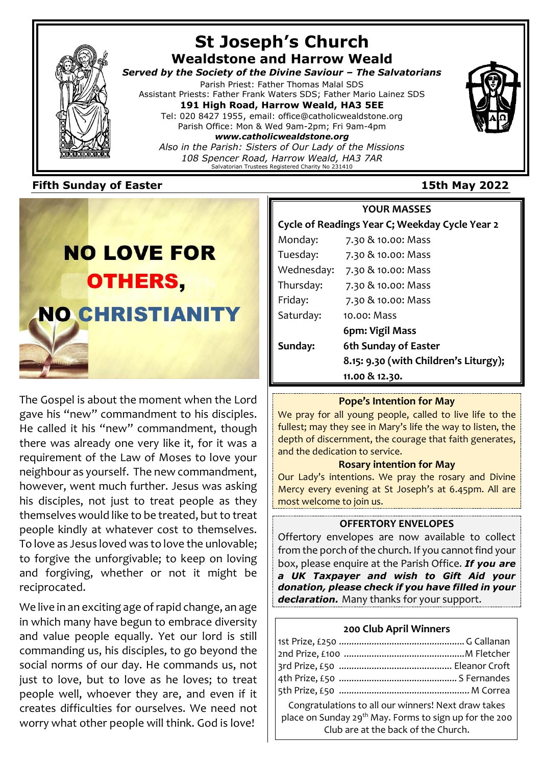# St Joseph's Church

## Wealdstone and Harrow Weald

***Served by the Society of the Divine Saviour – The Salvatorians***

Parish Priest: Father Thomas Malal SDS
Assistant Priests: Father Frank Waters SDS; Father Mario Lainez SDS
**191 High Road, Harrow Weald, HA3 5EE**
Tel: 020 8427 1955, email: office@catholicwealdstone.org
Parish Office: Mon & Wed 9am-2pm; Fri 9am-4pm
***www.catholicwealdstone.org***
*Also in the Parish: Sisters of Our Lady of the Missions*
*108 Spencer Road, Harrow Weald, HA3 7AR*
Salvatorian Trustees Registered Charity No 231410

**Fifth Sunday of Easter** — **15th May 2022**

## NO LOVE FOR OTHERS, NO CHRISTIANITY

The Gospel is about the moment when the Lord gave his "new" commandment to his disciples. He called it his "new" commandment, though there was already one very like it, for it was a requirement of the Law of Moses to love your neighbour as yourself. The new commandment, however, went much further. Jesus was asking his disciples, not just to treat people as they themselves would like to be treated, but to treat people kindly at whatever cost to themselves. To love as Jesus loved was to love the unlovable; to forgive the unforgivable; to keep on loving and forgiving, whether or not it might be reciprocated.

We live in an exciting age of rapid change, an age in which many have begun to embrace diversity and value people equally. Yet our lord is still commanding us, his disciples, to go beyond the social norms of our day. He commands us, not just to love, but to love as he loves; to treat people well, whoever they are, and even if it creates difficulties for ourselves. We need not worry what other people will think. God is love!

### YOUR MASSES

**Cycle of Readings Year C; Weekday Cycle Year 2**

| | |
|---|---|
| Monday: | 7.30 & 10.00: Mass |
| Tuesday: | 7.30 & 10.00: Mass |
| Wednesday: | 7.30 & 10.00: Mass |
| Thursday: | 7.30 & 10.00: Mass |
| Friday: | 7.30 & 10.00: Mass |
| Saturday: | 10.00: Mass |
| | **6pm: Vigil Mass** |
| **Sunday:** | **6th Sunday of Easter** |
| | **8.15: 9.30 (with Children's Liturgy); 11.00 & 12.30.** |

### Pope's Intention for May

We pray for all young people, called to live life to the fullest; may they see in Mary's life the way to listen, the depth of discernment, the courage that faith generates, and the dedication to service.

### Rosary intention for May

Our Lady's intentions. We pray the rosary and Divine Mercy every evening at St Joseph's at 6.45pm. All are most welcome to join us.

### OFFERTORY ENVELOPES

Offertory envelopes are now available to collect from the porch of the church. If you cannot find your box, please enquire at the Parish Office. ***If you are a UK Taxpayer and wish to Gift Aid your donation, please check if you have filled in your declaration.*** Many thanks for your support.

### 200 Club April Winners

1st Prize, £250 ........ G Callanan
2nd Prize, £100 ........ M Fletcher
3rd Prize, £50 ........ Eleanor Croft
4th Prize, £50 ........ S Fernandes
5th Prize, £50 ........ M Correa

Congratulations to all our winners! Next draw takes place on Sunday 29th May. Forms to sign up for the 200 Club are at the back of the Church.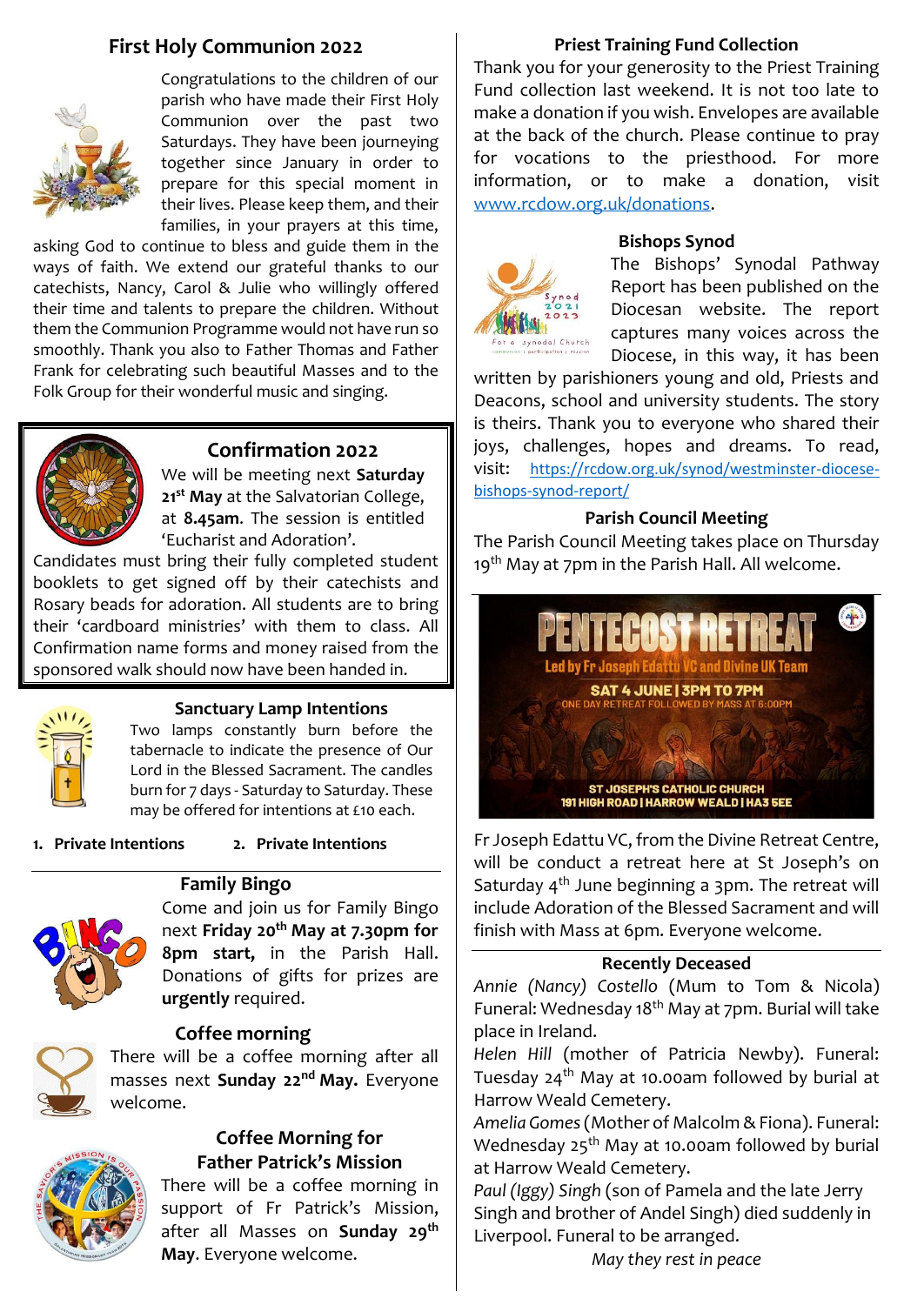## First Holy Communion 2022

Congratulations to the children of our parish who have made their First Holy Communion over the past two Saturdays. They have been journeying together since January in order to prepare for this special moment in their lives. Please keep them, and their families, in your prayers at this time, asking God to continue to bless and guide them in the ways of faith. We extend our grateful thanks to our catechists, Nancy, Carol & Julie who willingly offered their time and talents to prepare the children. Without them the Communion Programme would not have run so smoothly. Thank you also to Father Thomas and Father Frank for celebrating such beautiful Masses and to the Folk Group for their wonderful music and singing.

## Confirmation 2022

We will be meeting next **Saturday 21st May** at the Salvatorian College, at **8.45am**. The session is entitled 'Eucharist and Adoration'.

Candidates must bring their fully completed student booklets to get signed off by their catechists and Rosary beads for adoration. All students are to bring their 'cardboard ministries' with them to class. All Confirmation name forms and money raised from the sponsored walk should now have been handed in.

## Sanctuary Lamp Intentions

Two lamps constantly burn before the tabernacle to indicate the presence of Our Lord in the Blessed Sacrament. The candles burn for 7 days - Saturday to Saturday. These may be offered for intentions at £10 each.

1. **Private Intentions**
2. **Private Intentions**

## Family Bingo

Come and join us for Family Bingo next **Friday 20th May at 7.30pm for 8pm start,** in the Parish Hall. Donations of gifts for prizes are **urgently** required.

## Coffee morning

There will be a coffee morning after all masses next **Sunday 22nd May.** Everyone welcome.

## Coffee Morning for Father Patrick's Mission

There will be a coffee morning in support of Fr Patrick's Mission, after all Masses on **Sunday 29th May**. Everyone welcome.

## Priest Training Fund Collection

Thank you for your generosity to the Priest Training Fund collection last weekend. It is not too late to make a donation if you wish. Envelopes are available at the back of the church. Please continue to pray for vocations to the priesthood. For more information, or to make a donation, visit www.rcdow.org.uk/donations.

## Bishops Synod

The Bishops' Synodal Pathway Report has been published on the Diocesan website. The report captures many voices across the Diocese, in this way, it has been written by parishioners young and old, Priests and Deacons, school and university students. The story is theirs. Thank you to everyone who shared their joys, challenges, hopes and dreams. To read, visit: https://rcdow.org.uk/synod/westminster-diocese-bishops-synod-report/

## Parish Council Meeting

The Parish Council Meeting takes place on Thursday 19th May at 7pm in the Parish Hall. All welcome.

PENTECOST RETREAT
Led by Fr Joseph Edattu VC and Divine UK Team
SAT 4 JUNE | 3PM TO 7PM
ONE DAY RETREAT FOLLOWED BY MASS AT 6:00PM
ST JOSEPH'S CATHOLIC CHURCH
191 HIGH ROAD | HARROW WEALD | HA3 5EE

Fr Joseph Edattu VC, from the Divine Retreat Centre, will be conduct a retreat here at St Joseph's on Saturday 4th June beginning a 3pm. The retreat will include Adoration of the Blessed Sacrament and will finish with Mass at 6pm. Everyone welcome.

## Recently Deceased

*Annie (Nancy) Costello* (Mum to Tom & Nicola) Funeral: Wednesday 18th May at 7pm. Burial will take place in Ireland.

*Helen Hill* (mother of Patricia Newby). Funeral: Tuesday 24th May at 10.00am followed by burial at Harrow Weald Cemetery.

*Amelia Gomes* (Mother of Malcolm & Fiona). Funeral: Wednesday 25th May at 10.00am followed by burial at Harrow Weald Cemetery.

*Paul (Iggy) Singh* (son of Pamela and the late Jerry Singh and brother of Andel Singh) died suddenly in Liverpool. Funeral to be arranged.

*May they rest in peace*